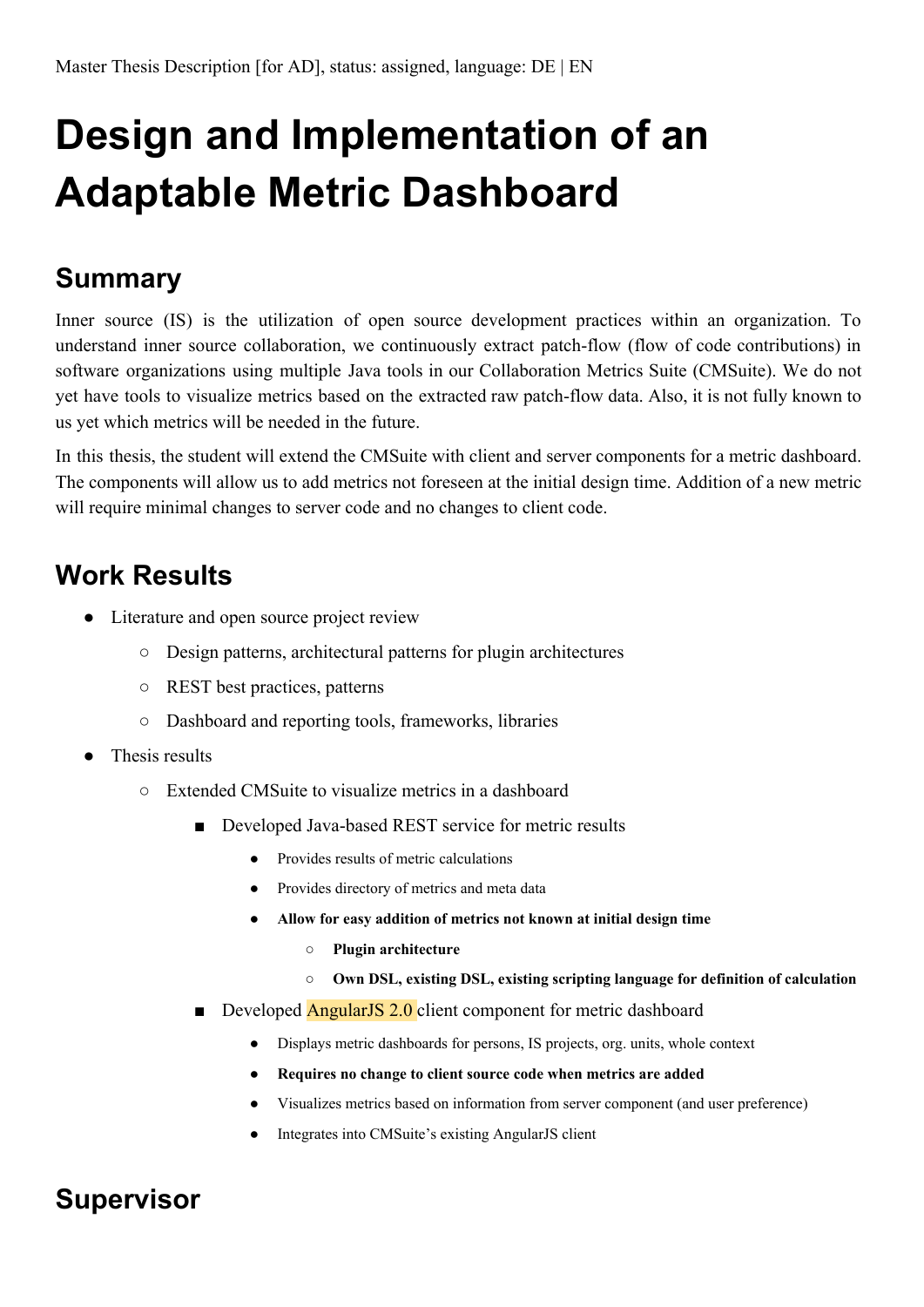Master Thesis Description [for AD], status: assigned, language: DE | EN

# Design and Implementation of an Adaptable Metric Dashboard

## Summary

Inner source (IS) is the utilization of open source development practices within an organization. To understand inner source collaboration, we continuously extract patch-flow (flow of code contributions) in software organizations using multiple Java tools in our Collaboration Metrics Suite (CMSuite). We do not yet have tools to visualize metrics based on the extracted raw patch-flow data. Also, it is not fully known to us yet which metrics will be needed in the future.

In this thesis, the student will extend the CMSuite with client and server components for a metric dashboard. The components will allow us to add metrics not foreseen at the initial design time. Addition of a new metric will require minimal changes to server code and no changes to client code.

## Work Results

- Literature and open source project review
  - Design patterns, architectural patterns for plugin architectures
  - REST best practices, patterns
  - Dashboard and reporting tools, frameworks, libraries
- Thesis results
  - Extended CMSuite to visualize metrics in a dashboard
    - Developed Java-based REST service for metric results
      - Provides results of metric calculations
      - Provides directory of metrics and meta data
      - **Allow for easy addition of metrics not known at initial design time**
        - **Plugin architecture**
        - **Own DSL, existing DSL, existing scripting language for definition of calculation**
    - Developed AngularJS 2.0 client component for metric dashboard
      - Displays metric dashboards for persons, IS projects, org. units, whole context
      - **Requires no change to client source code when metrics are added**
      - Visualizes metrics based on information from server component (and user preference)
      - Integrates into CMSuite's existing AngularJS client

## Supervisor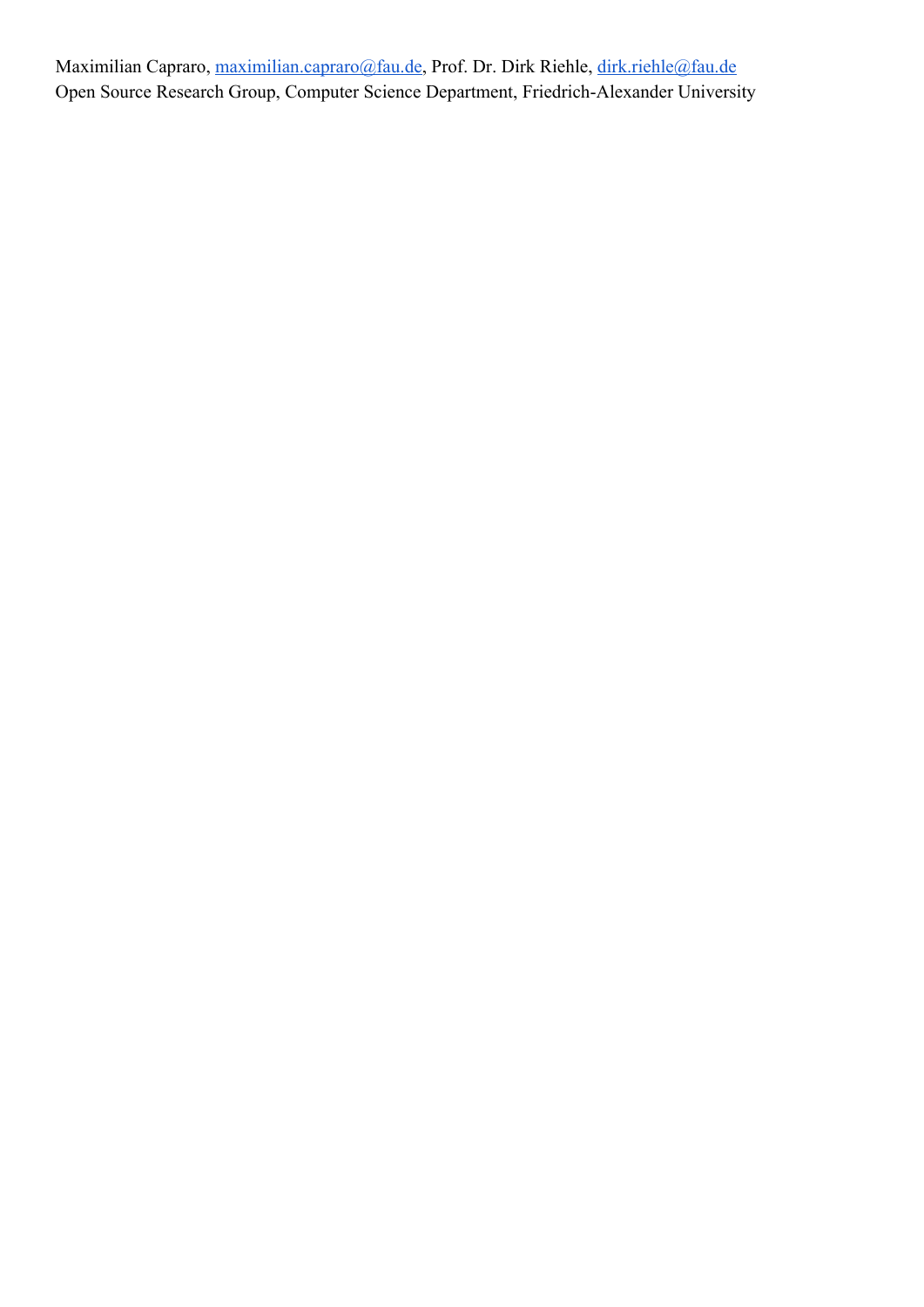Maximilian Capraro, maximilian.capraro@fau.de, Prof. Dr. Dirk Riehle, dirk.riehle@fau.de
Open Source Research Group, Computer Science Department, Friedrich-Alexander University